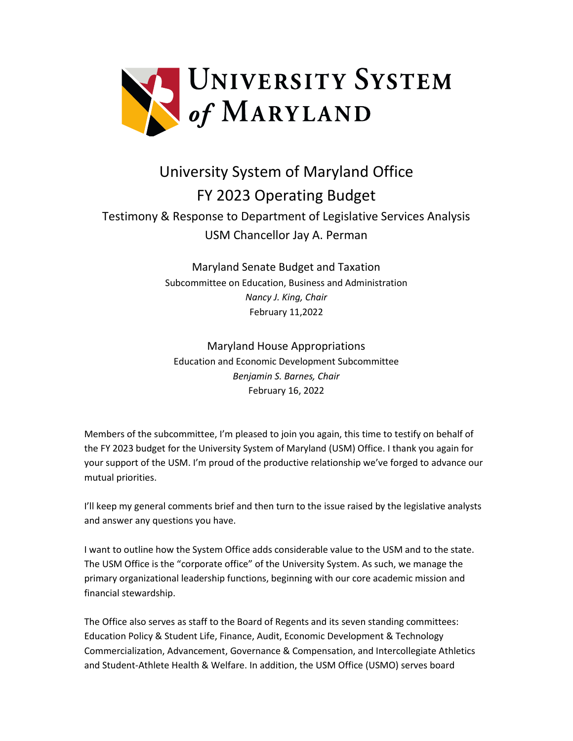# University System of Maryland

## University System of Maryland Office
## FY 2023 Operating Budget

### Testimony & Response to Department of Legislative Services Analysis
### USM Chancellor Jay A. Perman

Maryland Senate Budget and Taxation
Subcommittee on Education, Business and Administration
*Nancy J. King, Chair*
February 11,2022

Maryland House Appropriations
Education and Economic Development Subcommittee
*Benjamin S. Barnes, Chair*
February 16, 2022

Members of the subcommittee, I'm pleased to join you again, this time to testify on behalf of the FY 2023 budget for the University System of Maryland (USM) Office. I thank you again for your support of the USM. I'm proud of the productive relationship we've forged to advance our mutual priorities.

I'll keep my general comments brief and then turn to the issue raised by the legislative analysts and answer any questions you have.

I want to outline how the System Office adds considerable value to the USM and to the state. The USM Office is the "corporate office" of the University System. As such, we manage the primary organizational leadership functions, beginning with our core academic mission and financial stewardship.

The Office also serves as staff to the Board of Regents and its seven standing committees: Education Policy & Student Life, Finance, Audit, Economic Development & Technology Commercialization, Advancement, Governance & Compensation, and Intercollegiate Athletics and Student-Athlete Health & Welfare. In addition, the USM Office (USMO) serves board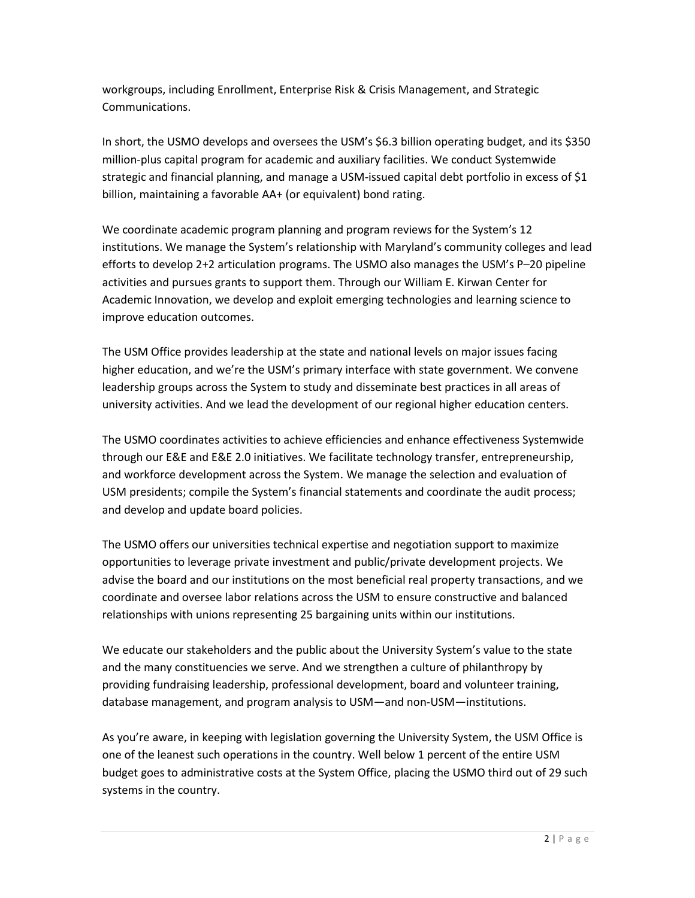workgroups, including Enrollment, Enterprise Risk & Crisis Management, and Strategic Communications.

In short, the USMO develops and oversees the USM's $6.3 billion operating budget, and its $350 million-plus capital program for academic and auxiliary facilities. We conduct Systemwide strategic and financial planning, and manage a USM-issued capital debt portfolio in excess of $1 billion, maintaining a favorable AA+ (or equivalent) bond rating.

We coordinate academic program planning and program reviews for the System's 12 institutions. We manage the System's relationship with Maryland's community colleges and lead efforts to develop 2+2 articulation programs. The USMO also manages the USM's P–20 pipeline activities and pursues grants to support them. Through our William E. Kirwan Center for Academic Innovation, we develop and exploit emerging technologies and learning science to improve education outcomes.

The USM Office provides leadership at the state and national levels on major issues facing higher education, and we're the USM's primary interface with state government. We convene leadership groups across the System to study and disseminate best practices in all areas of university activities. And we lead the development of our regional higher education centers.

The USMO coordinates activities to achieve efficiencies and enhance effectiveness Systemwide through our E&E and E&E 2.0 initiatives. We facilitate technology transfer, entrepreneurship, and workforce development across the System. We manage the selection and evaluation of USM presidents; compile the System's financial statements and coordinate the audit process; and develop and update board policies.

The USMO offers our universities technical expertise and negotiation support to maximize opportunities to leverage private investment and public/private development projects. We advise the board and our institutions on the most beneficial real property transactions, and we coordinate and oversee labor relations across the USM to ensure constructive and balanced relationships with unions representing 25 bargaining units within our institutions.

We educate our stakeholders and the public about the University System's value to the state and the many constituencies we serve. And we strengthen a culture of philanthropy by providing fundraising leadership, professional development, board and volunteer training, database management, and program analysis to USM—and non-USM—institutions.

As you're aware, in keeping with legislation governing the University System, the USM Office is one of the leanest such operations in the country. Well below 1 percent of the entire USM budget goes to administrative costs at the System Office, placing the USMO third out of 29 such systems in the country.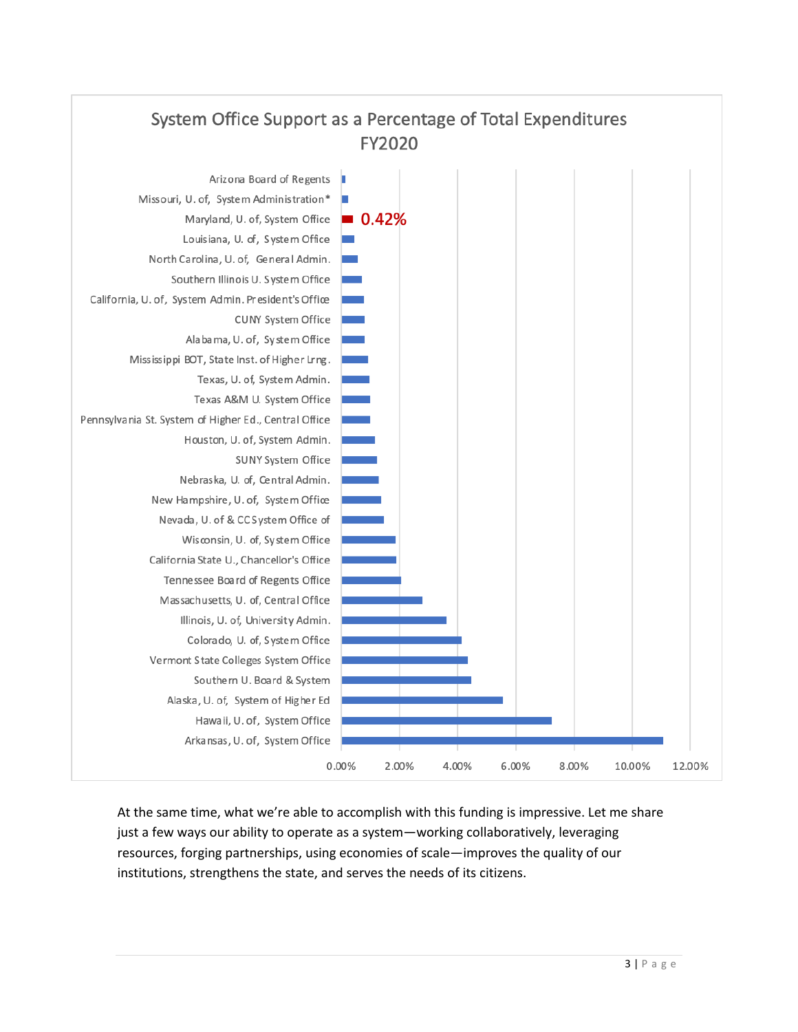## System Office Support as a Percentage of Total Expenditures FY2020

- Arizona Board of Regents
- Missouri, U. of, System Administration*
- Maryland, U. of, System Office — 0.42%
- Louisiana, U. of, System Office
- North Carolina, U. of, General Admin.
- Southern Illinois U. System Office
- California, U. of, System Admin. President's Office
- CUNY System Office
- Alabama, U. of, System Office
- Mississippi BOT, State Inst. of Higher Lrng.
- Texas, U. of, System Admin.
- Texas A&M U. System Office
- Pennsylvania St. System of Higher Ed., Central Office
- Houston, U. of, System Admin.
- SUNY System Office
- Nebraska, U. of, Central Admin.
- New Hampshire, U. of, System Office
- Nevada, U. of & CC System Office of
- Wisconsin, U. of, System Office
- California State U., Chancellor's Office
- Tennessee Board of Regents Office
- Massachusetts, U. of, Central Office
- Illinois, U. of, University Admin.
- Colorado, U. of, System Office
- Vermont State Colleges System Office
- Southern U. Board & System
- Alaska, U. of, System of Higher Ed
- Hawaii, U. of, System Office
- Arkansas, U. of, System Office

Axis: 0.00% 2.00% 4.00% 6.00% 8.00% 10.00% 12.00%

At the same time, what we're able to accomplish with this funding is impressive. Let me share just a few ways our ability to operate as a system—working collaboratively, leveraging resources, forging partnerships, using economies of scale—improves the quality of our institutions, strengthens the state, and serves the needs of its citizens.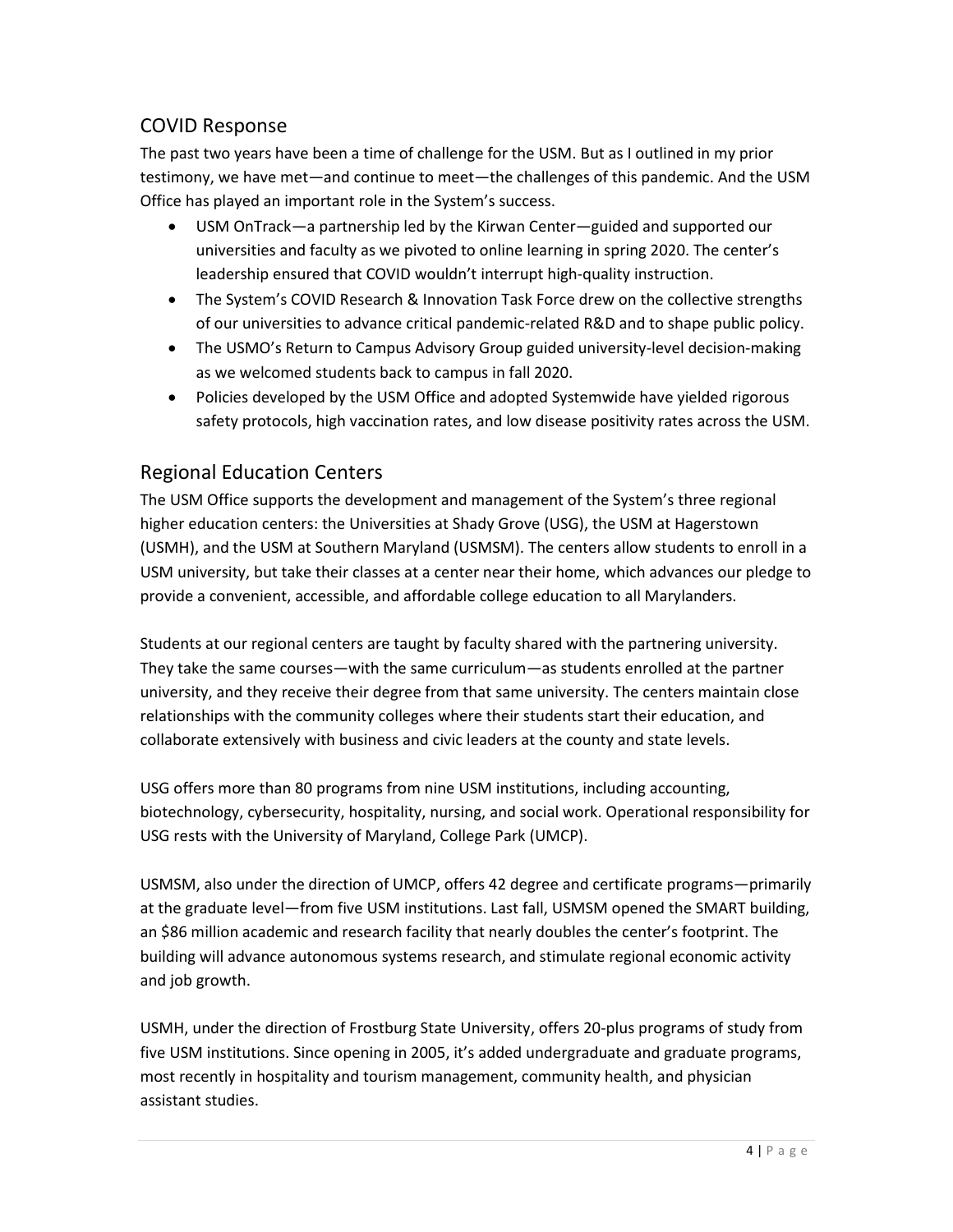## COVID Response

The past two years have been a time of challenge for the USM. But as I outlined in my prior testimony, we have met—and continue to meet—the challenges of this pandemic. And the USM Office has played an important role in the System's success.

- USM OnTrack—a partnership led by the Kirwan Center—guided and supported our universities and faculty as we pivoted to online learning in spring 2020. The center's leadership ensured that COVID wouldn't interrupt high-quality instruction.
- The System's COVID Research & Innovation Task Force drew on the collective strengths of our universities to advance critical pandemic-related R&D and to shape public policy.
- The USMO's Return to Campus Advisory Group guided university-level decision-making as we welcomed students back to campus in fall 2020.
- Policies developed by the USM Office and adopted Systemwide have yielded rigorous safety protocols, high vaccination rates, and low disease positivity rates across the USM.

## Regional Education Centers

The USM Office supports the development and management of the System's three regional higher education centers: the Universities at Shady Grove (USG), the USM at Hagerstown (USMH), and the USM at Southern Maryland (USMSM). The centers allow students to enroll in a USM university, but take their classes at a center near their home, which advances our pledge to provide a convenient, accessible, and affordable college education to all Marylanders.

Students at our regional centers are taught by faculty shared with the partnering university. They take the same courses—with the same curriculum—as students enrolled at the partner university, and they receive their degree from that same university. The centers maintain close relationships with the community colleges where their students start their education, and collaborate extensively with business and civic leaders at the county and state levels.

USG offers more than 80 programs from nine USM institutions, including accounting, biotechnology, cybersecurity, hospitality, nursing, and social work. Operational responsibility for USG rests with the University of Maryland, College Park (UMCP).

USMSM, also under the direction of UMCP, offers 42 degree and certificate programs—primarily at the graduate level—from five USM institutions. Last fall, USMSM opened the SMART building, an $86 million academic and research facility that nearly doubles the center's footprint. The building will advance autonomous systems research, and stimulate regional economic activity and job growth.

USMH, under the direction of Frostburg State University, offers 20-plus programs of study from five USM institutions. Since opening in 2005, it's added undergraduate and graduate programs, most recently in hospitality and tourism management, community health, and physician assistant studies.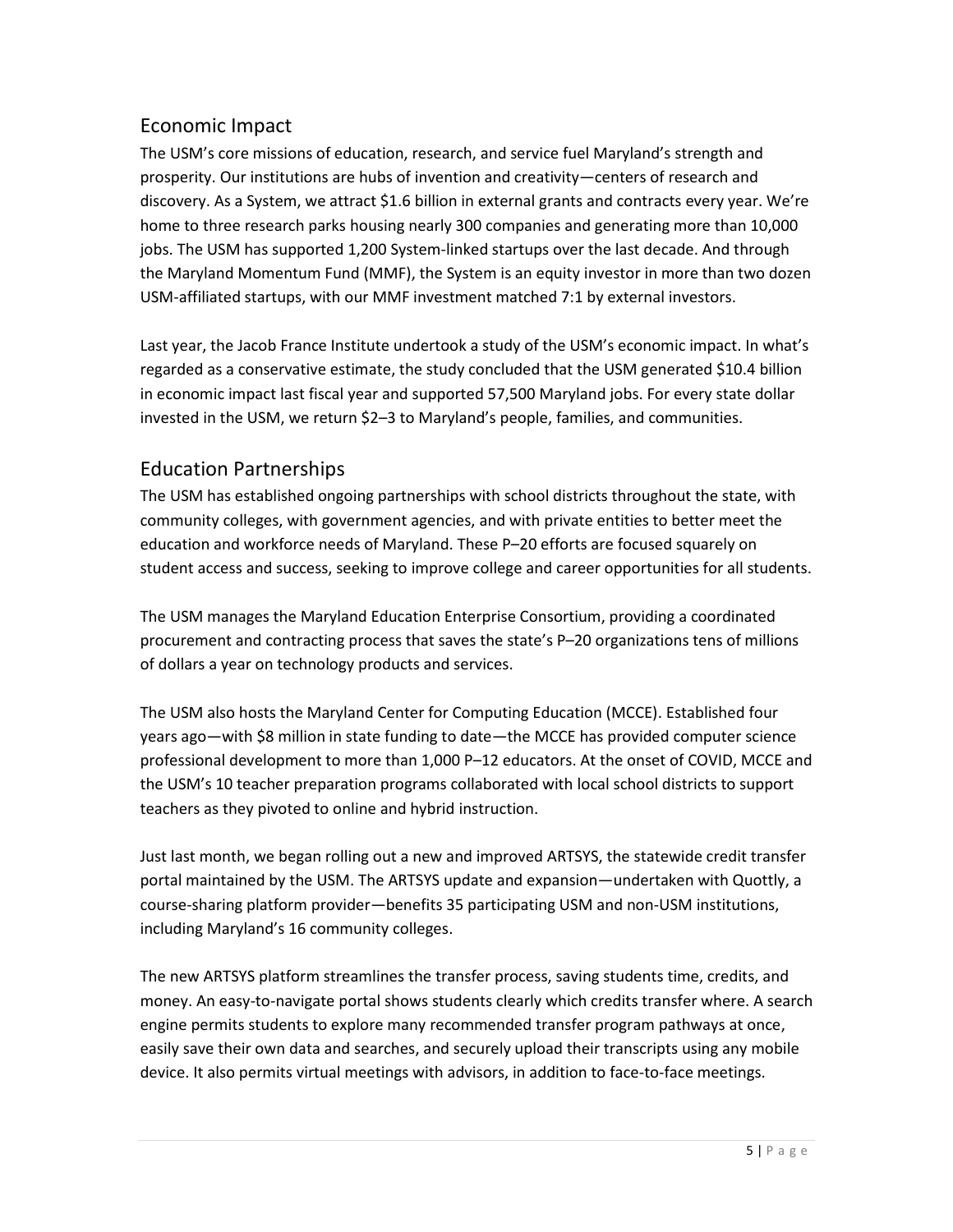## Economic Impact

The USM's core missions of education, research, and service fuel Maryland's strength and prosperity. Our institutions are hubs of invention and creativity—centers of research and discovery. As a System, we attract $1.6 billion in external grants and contracts every year. We're home to three research parks housing nearly 300 companies and generating more than 10,000 jobs. The USM has supported 1,200 System-linked startups over the last decade. And through the Maryland Momentum Fund (MMF), the System is an equity investor in more than two dozen USM-affiliated startups, with our MMF investment matched 7:1 by external investors.

Last year, the Jacob France Institute undertook a study of the USM's economic impact. In what's regarded as a conservative estimate, the study concluded that the USM generated $10.4 billion in economic impact last fiscal year and supported 57,500 Maryland jobs. For every state dollar invested in the USM, we return $2–3 to Maryland's people, families, and communities.

## Education Partnerships

The USM has established ongoing partnerships with school districts throughout the state, with community colleges, with government agencies, and with private entities to better meet the education and workforce needs of Maryland. These P–20 efforts are focused squarely on student access and success, seeking to improve college and career opportunities for all students.

The USM manages the Maryland Education Enterprise Consortium, providing a coordinated procurement and contracting process that saves the state's P–20 organizations tens of millions of dollars a year on technology products and services.

The USM also hosts the Maryland Center for Computing Education (MCCE). Established four years ago—with $8 million in state funding to date—the MCCE has provided computer science professional development to more than 1,000 P–12 educators. At the onset of COVID, MCCE and the USM's 10 teacher preparation programs collaborated with local school districts to support teachers as they pivoted to online and hybrid instruction.

Just last month, we began rolling out a new and improved ARTSYS, the statewide credit transfer portal maintained by the USM. The ARTSYS update and expansion—undertaken with Quottly, a course-sharing platform provider—benefits 35 participating USM and non-USM institutions, including Maryland's 16 community colleges.

The new ARTSYS platform streamlines the transfer process, saving students time, credits, and money. An easy-to-navigate portal shows students clearly which credits transfer where. A search engine permits students to explore many recommended transfer program pathways at once, easily save their own data and searches, and securely upload their transcripts using any mobile device. It also permits virtual meetings with advisors, in addition to face-to-face meetings.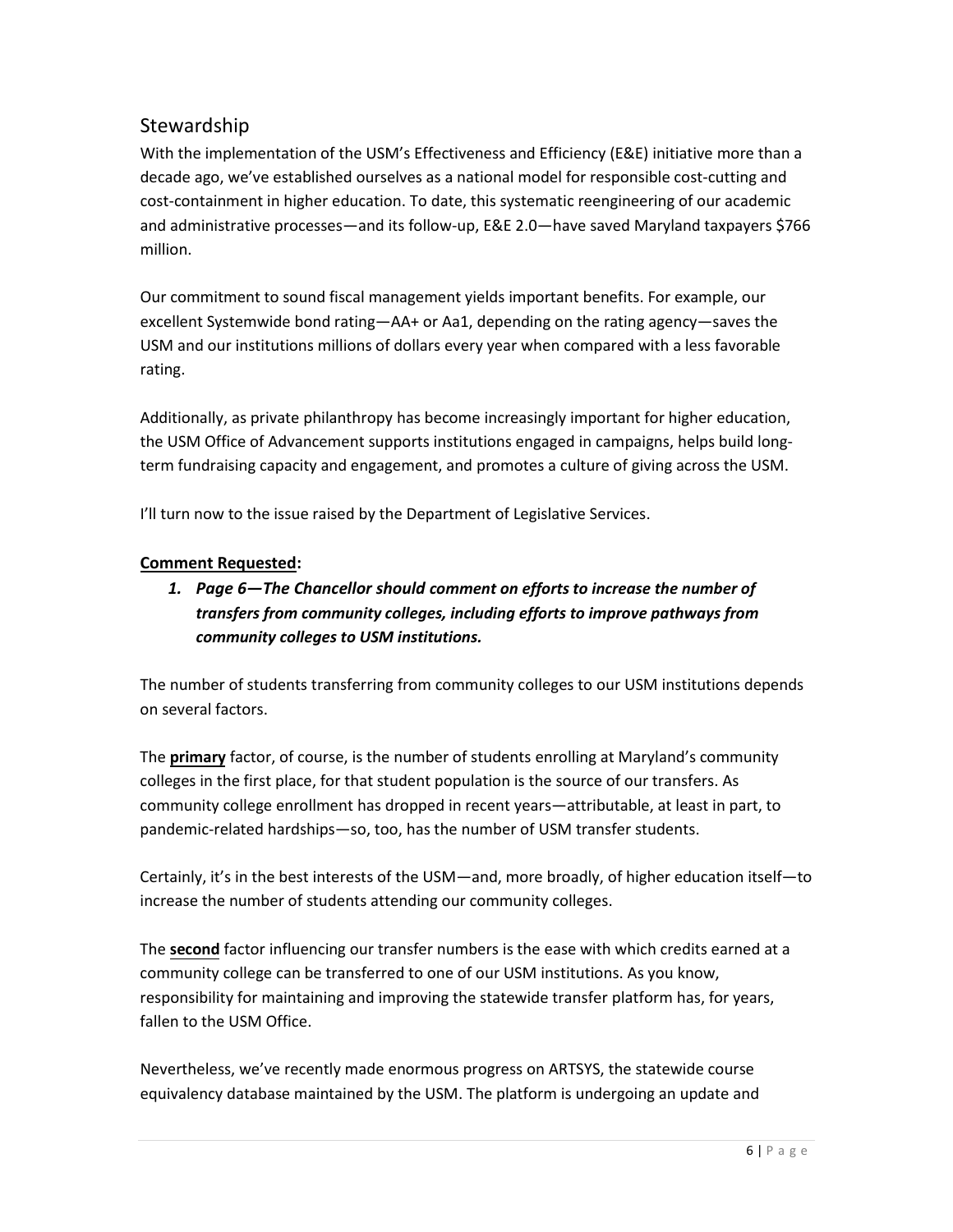## Stewardship

With the implementation of the USM's Effectiveness and Efficiency (E&E) initiative more than a decade ago, we've established ourselves as a national model for responsible cost-cutting and cost-containment in higher education. To date, this systematic reengineering of our academic and administrative processes—and its follow-up, E&E 2.0—have saved Maryland taxpayers $766 million.

Our commitment to sound fiscal management yields important benefits. For example, our excellent Systemwide bond rating—AA+ or Aa1, depending on the rating agency—saves the USM and our institutions millions of dollars every year when compared with a less favorable rating.

Additionally, as private philanthropy has become increasingly important for higher education, the USM Office of Advancement supports institutions engaged in campaigns, helps build long-term fundraising capacity and engagement, and promotes a culture of giving across the USM.

I'll turn now to the issue raised by the Department of Legislative Services.

**<u>Comment Requested</u>:**

1. ***Page 6—The Chancellor should comment on efforts to increase the number of transfers from community colleges, including efforts to improve pathways from community colleges to USM institutions.***

The number of students transferring from community colleges to our USM institutions depends on several factors.

The **<u>primary</u>** factor, of course, is the number of students enrolling at Maryland's community colleges in the first place, for that student population is the source of our transfers. As community college enrollment has dropped in recent years—attributable, at least in part, to pandemic-related hardships—so, too, has the number of USM transfer students.

Certainly, it's in the best interests of the USM—and, more broadly, of higher education itself—to increase the number of students attending our community colleges.

The **<u>second</u>** factor influencing our transfer numbers is the ease with which credits earned at a community college can be transferred to one of our USM institutions. As you know, responsibility for maintaining and improving the statewide transfer platform has, for years, fallen to the USM Office.

Nevertheless, we've recently made enormous progress on ARTSYS, the statewide course equivalency database maintained by the USM. The platform is undergoing an update and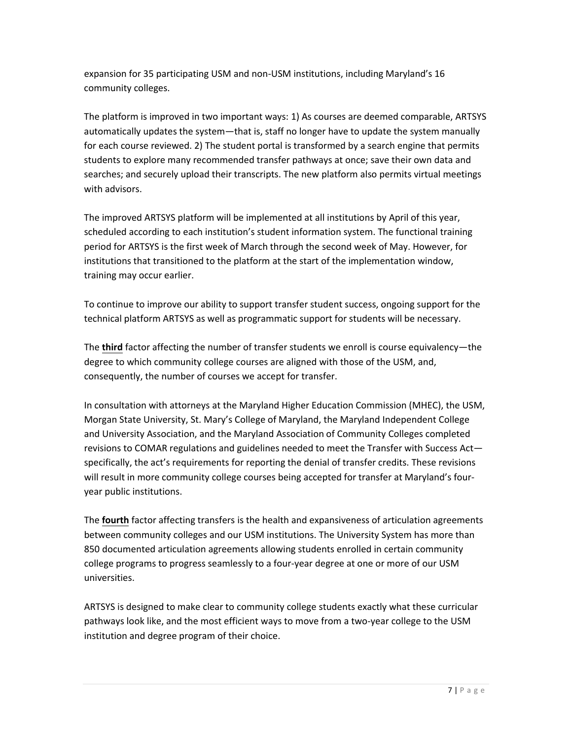expansion for 35 participating USM and non-USM institutions, including Maryland's 16 community colleges.

The platform is improved in two important ways: 1) As courses are deemed comparable, ARTSYS automatically updates the system—that is, staff no longer have to update the system manually for each course reviewed. 2) The student portal is transformed by a search engine that permits students to explore many recommended transfer pathways at once; save their own data and searches; and securely upload their transcripts. The new platform also permits virtual meetings with advisors.

The improved ARTSYS platform will be implemented at all institutions by April of this year, scheduled according to each institution's student information system. The functional training period for ARTSYS is the first week of March through the second week of May. However, for institutions that transitioned to the platform at the start of the implementation window, training may occur earlier.

To continue to improve our ability to support transfer student success, ongoing support for the technical platform ARTSYS as well as programmatic support for students will be necessary.

The **third** factor affecting the number of transfer students we enroll is course equivalency—the degree to which community college courses are aligned with those of the USM, and, consequently, the number of courses we accept for transfer.

In consultation with attorneys at the Maryland Higher Education Commission (MHEC), the USM, Morgan State University, St. Mary's College of Maryland, the Maryland Independent College and University Association, and the Maryland Association of Community Colleges completed revisions to COMAR regulations and guidelines needed to meet the Transfer with Success Act—specifically, the act's requirements for reporting the denial of transfer credits. These revisions will result in more community college courses being accepted for transfer at Maryland's four-year public institutions.

The **fourth** factor affecting transfers is the health and expansiveness of articulation agreements between community colleges and our USM institutions. The University System has more than 850 documented articulation agreements allowing students enrolled in certain community college programs to progress seamlessly to a four-year degree at one or more of our USM universities.

ARTSYS is designed to make clear to community college students exactly what these curricular pathways look like, and the most efficient ways to move from a two-year college to the USM institution and degree program of their choice.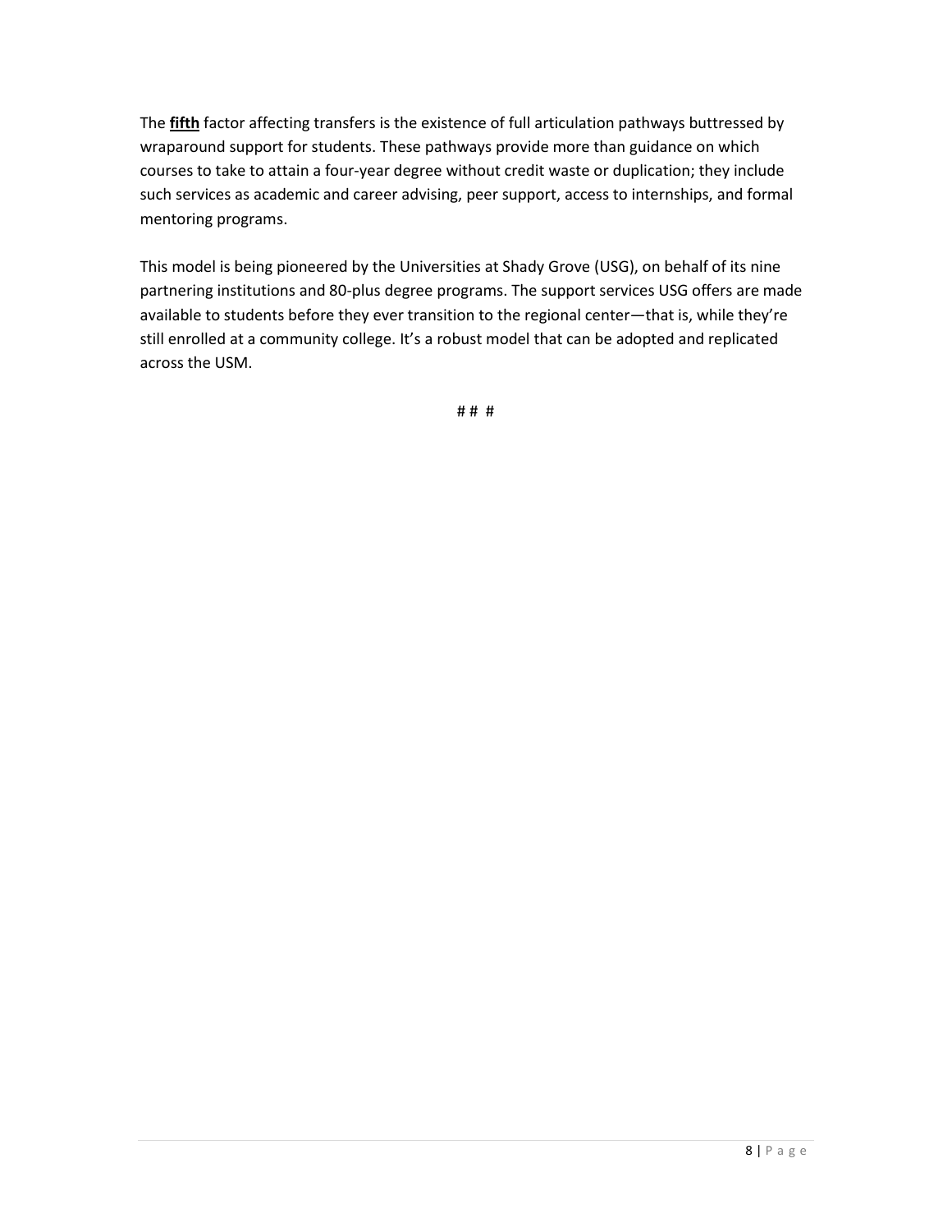The **fifth** factor affecting transfers is the existence of full articulation pathways buttressed by wraparound support for students. These pathways provide more than guidance on which courses to take to attain a four-year degree without credit waste or duplication; they include such services as academic and career advising, peer support, access to internships, and formal mentoring programs.

This model is being pioneered by the Universities at Shady Grove (USG), on behalf of its nine partnering institutions and 80-plus degree programs. The support services USG offers are made available to students before they ever transition to the regional center—that is, while they're still enrolled at a community college. It's a robust model that can be adopted and replicated across the USM.

# # #